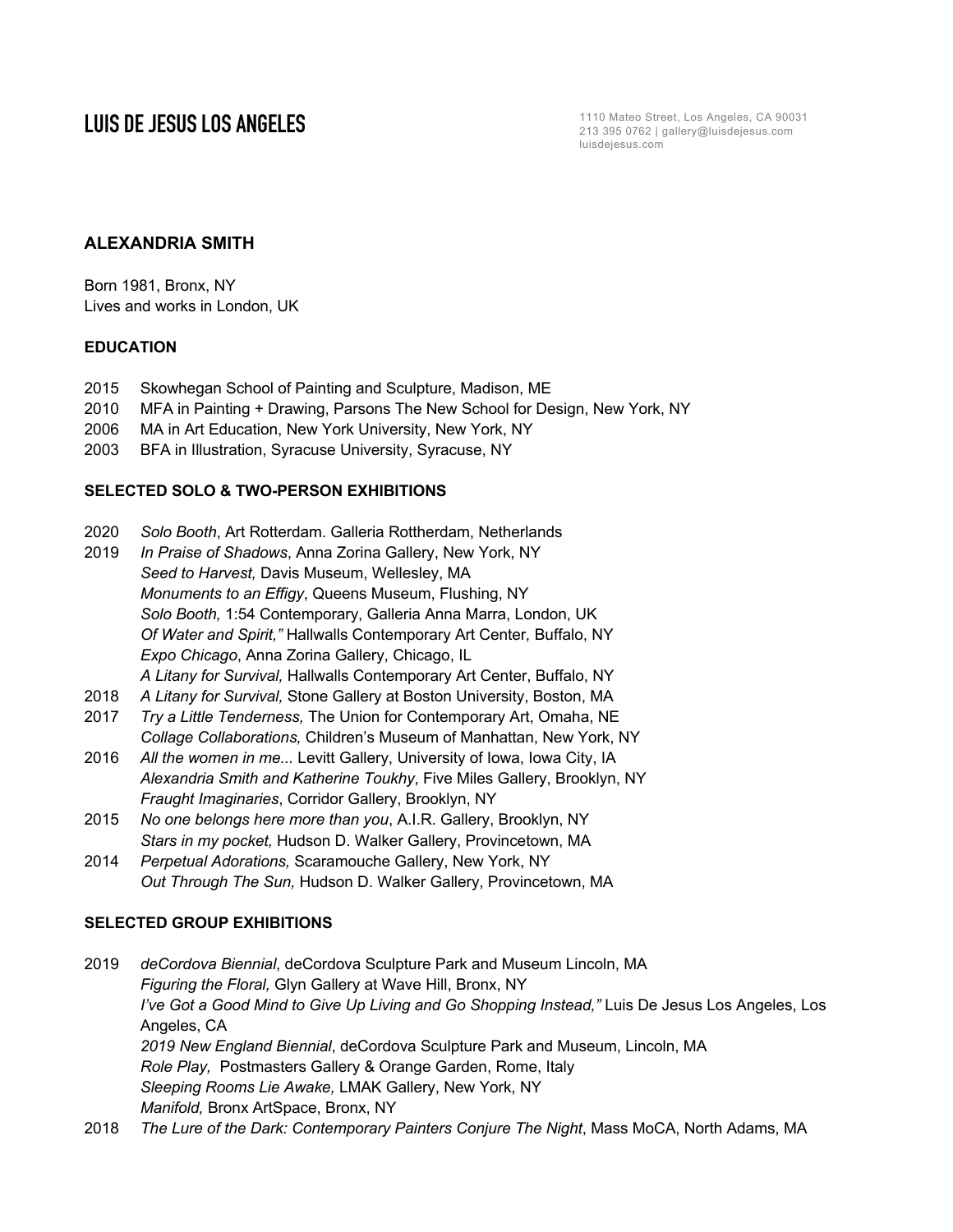# LUIS DE JESUS LOS ANGELES

1110 Mateo Street, Los Angeles, CA 90031
213 395 0762 | gallery@luisdejesus.com
luisdejesus.com

## ALEXANDRIA SMITH

Born 1981, Bronx, NY
Lives and works in London, UK

### EDUCATION

2015 Skowhegan School of Painting and Sculpture, Madison, ME
2010 MFA in Painting + Drawing, Parsons The New School for Design, New York, NY
2006 MA in Art Education, New York University, New York, NY
2003 BFA in Illustration, Syracuse University, Syracuse, NY

### SELECTED SOLO & TWO-PERSON EXHIBITIONS

2020 *Solo Booth*, Art Rotterdam. Galleria Rottherdam, Netherlands
2019 *In Praise of Shadows*, Anna Zorina Gallery, New York, NY
*Seed to Harvest,* Davis Museum, Wellesley, MA
*Monuments to an Effigy*, Queens Museum, Flushing, NY
*Solo Booth,* 1:54 Contemporary, Galleria Anna Marra, London, UK
*Of Water and Spirit,"* Hallwalls Contemporary Art Center*,* Buffalo, NY
*Expo Chicago*, Anna Zorina Gallery, Chicago, IL
*A Litany for Survival,* Hallwalls Contemporary Art Center, Buffalo, NY
2018 *A Litany for Survival,* Stone Gallery at Boston University, Boston, MA
2017 *Try a Little Tenderness,* The Union for Contemporary Art, Omaha, NE
*Collage Collaborations,* Children's Museum of Manhattan, New York, NY
2016 *All the women in me...* Levitt Gallery, University of Iowa, Iowa City, IA
*Alexandria Smith and Katherine Toukhy*, Five Miles Gallery, Brooklyn, NY
*Fraught Imaginaries*, Corridor Gallery, Brooklyn, NY
2015 *No one belongs here more than you*, A.I.R. Gallery, Brooklyn, NY
*Stars in my pocket,* Hudson D. Walker Gallery, Provincetown, MA
2014 *Perpetual Adorations,* Scaramouche Gallery, New York, NY
*Out Through The Sun,* Hudson D. Walker Gallery, Provincetown, MA

### SELECTED GROUP EXHIBITIONS

2019 *deCordova Biennial*, deCordova Sculpture Park and Museum Lincoln, MA
*Figuring the Floral,* Glyn Gallery at Wave Hill, Bronx, NY
*I've Got a Good Mind to Give Up Living and Go Shopping Instead,"* Luis De Jesus Los Angeles, Los Angeles, CA
*2019 New England Biennial*, deCordova Sculpture Park and Museum, Lincoln, MA
*Role Play,* Postmasters Gallery & Orange Garden, Rome, Italy
*Sleeping Rooms Lie Awake,* LMAK Gallery, New York, NY
*Manifold,* Bronx ArtSpace, Bronx, NY
2018 *The Lure of the Dark: Contemporary Painters Conjure The Night*, Mass MoCA, North Adams, MA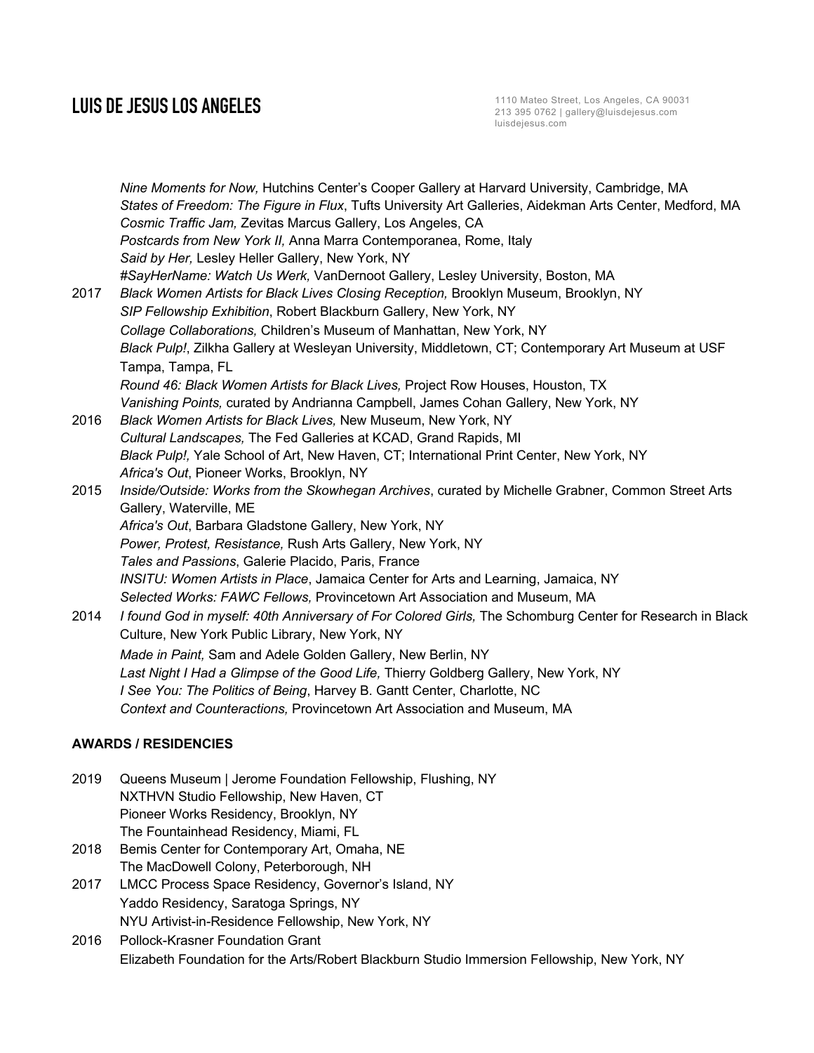*Nine Moments for Now,* Hutchins Center's Cooper Gallery at Harvard University, Cambridge, MA
*States of Freedom: The Figure in Flux*, Tufts University Art Galleries, Aidekman Arts Center, Medford, MA
*Cosmic Traffic Jam,* Zevitas Marcus Gallery, Los Angeles, CA
*Postcards from New York II,* Anna Marra Contemporanea, Rome, Italy
*Said by Her,* Lesley Heller Gallery, New York, NY
*#SayHerName: Watch Us Werk,* VanDernoot Gallery, Lesley University, Boston, MA

2017 *Black Women Artists for Black Lives Closing Reception,* Brooklyn Museum, Brooklyn, NY
*SIP Fellowship Exhibition*, Robert Blackburn Gallery, New York, NY
*Collage Collaborations,* Children's Museum of Manhattan, New York, NY
*Black Pulp!*, Zilkha Gallery at Wesleyan University, Middletown, CT; Contemporary Art Museum at USF Tampa, Tampa, FL
*Round 46: Black Women Artists for Black Lives,* Project Row Houses, Houston, TX
*Vanishing Points,* curated by Andrianna Campbell, James Cohan Gallery, New York, NY

2016 *Black Women Artists for Black Lives,* New Museum, New York, NY
*Cultural Landscapes,* The Fed Galleries at KCAD, Grand Rapids, MI
*Black Pulp!,* Yale School of Art, New Haven, CT; International Print Center, New York, NY
*Africa's Out*, Pioneer Works, Brooklyn, NY

2015 *Inside/Outside: Works from the Skowhegan Archives*, curated by Michelle Grabner, Common Street Arts Gallery, Waterville, ME
*Africa's Out*, Barbara Gladstone Gallery, New York, NY
*Power, Protest, Resistance,* Rush Arts Gallery, New York, NY
*Tales and Passions*, Galerie Placido, Paris, France
*INSITU: Women Artists in Place*, Jamaica Center for Arts and Learning, Jamaica, NY
*Selected Works: FAWC Fellows,* Provincetown Art Association and Museum, MA

2014 *I found God in myself: 40th Anniversary of For Colored Girls,* The Schomburg Center for Research in Black Culture, New York Public Library, New York, NY
*Made in Paint,* Sam and Adele Golden Gallery, New Berlin, NY
*Last Night I Had a Glimpse of the Good Life,* Thierry Goldberg Gallery, New York, NY
*I See You: The Politics of Being*, Harvey B. Gantt Center, Charlotte, NC
*Context and Counteractions,* Provincetown Art Association and Museum, MA

**AWARDS / RESIDENCIES**

2019 Queens Museum | Jerome Foundation Fellowship, Flushing, NY
NXTHVN Studio Fellowship, New Haven, CT
Pioneer Works Residency, Brooklyn, NY
The Fountainhead Residency, Miami, FL

2018 Bemis Center for Contemporary Art, Omaha, NE
The MacDowell Colony, Peterborough, NH

2017 LMCC Process Space Residency, Governor's Island, NY
Yaddo Residency, Saratoga Springs, NY
NYU Artivist-in-Residence Fellowship, New York, NY

2016 Pollock-Krasner Foundation Grant
Elizabeth Foundation for the Arts/Robert Blackburn Studio Immersion Fellowship, New York, NY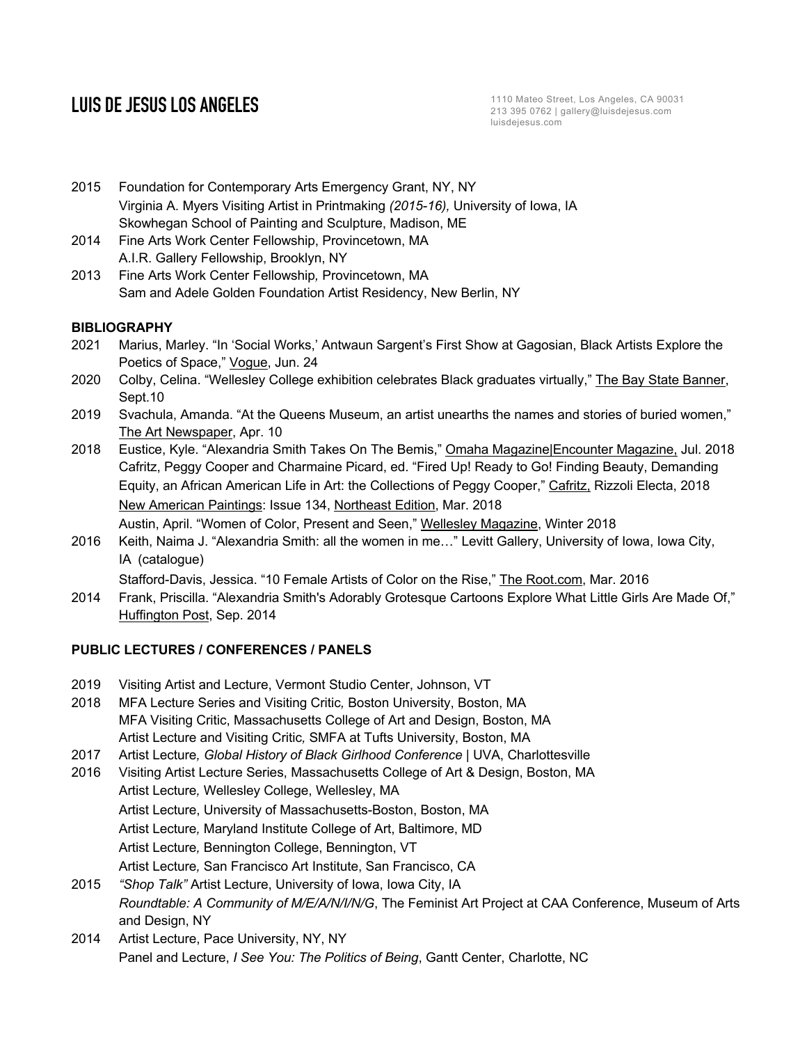2015 Foundation for Contemporary Arts Emergency Grant, NY, NY
Virginia A. Myers Visiting Artist in Printmaking *(2015-16),* University of Iowa, IA
Skowhegan School of Painting and Sculpture, Madison, ME

2014 Fine Arts Work Center Fellowship, Provincetown, MA
A.I.R. Gallery Fellowship, Brooklyn, NY

2013 Fine Arts Work Center Fellowship, Provincetown, MA
Sam and Adele Golden Foundation Artist Residency, New Berlin, NY

**BIBLIOGRAPHY**

2021 Marius, Marley. "In 'Social Works,' Antwaun Sargent's First Show at Gagosian, Black Artists Explore the Poetics of Space," Vogue, Jun. 24

2020 Colby, Celina. "Wellesley College exhibition celebrates Black graduates virtually," The Bay State Banner, Sept.10

2019 Svachula, Amanda. "At the Queens Museum, an artist unearths the names and stories of buried women," The Art Newspaper, Apr. 10

2018 Eustice, Kyle. "Alexandria Smith Takes On The Bemis," Omaha Magazine|Encounter Magazine, Jul. 2018
Cafritz, Peggy Cooper and Charmaine Picard, ed. "Fired Up! Ready to Go! Finding Beauty, Demanding Equity, an African American Life in Art: the Collections of Peggy Cooper," Cafritz, Rizzoli Electa, 2018
New American Paintings: Issue 134, Northeast Edition, Mar. 2018
Austin, April. "Women of Color, Present and Seen," Wellesley Magazine, Winter 2018

2016 Keith, Naima J. "Alexandria Smith: all the women in me…" Levitt Gallery, University of Iowa, Iowa City, IA (catalogue)
Stafford-Davis, Jessica. "10 Female Artists of Color on the Rise," The Root.com, Mar. 2016

2014 Frank, Priscilla. "Alexandria Smith's Adorably Grotesque Cartoons Explore What Little Girls Are Made Of," Huffington Post, Sep. 2014

**PUBLIC LECTURES / CONFERENCES / PANELS**

2019 Visiting Artist and Lecture, Vermont Studio Center, Johnson, VT

2018 MFA Lecture Series and Visiting Critic, Boston University, Boston, MA
MFA Visiting Critic, Massachusetts College of Art and Design, Boston, MA
Artist Lecture and Visiting Critic, SMFA at Tufts University, Boston, MA

2017 Artist Lecture, *Global History of Black Girlhood Conference* | UVA, Charlottesville

2016 Visiting Artist Lecture Series, Massachusetts College of Art & Design, Boston, MA
Artist Lecture, Wellesley College, Wellesley, MA
Artist Lecture, University of Massachusetts-Boston, Boston, MA
Artist Lecture, Maryland Institute College of Art, Baltimore, MD
Artist Lecture, Bennington College, Bennington, VT
Artist Lecture, San Francisco Art Institute, San Francisco, CA

2015 *"Shop Talk"* Artist Lecture, University of Iowa, Iowa City, IA
*Roundtable: A Community of M/E/A/N/I/N/G*, The Feminist Art Project at CAA Conference, Museum of Arts and Design, NY

2014 Artist Lecture, Pace University, NY, NY
Panel and Lecture, *I See You: The Politics of Being*, Gantt Center, Charlotte, NC